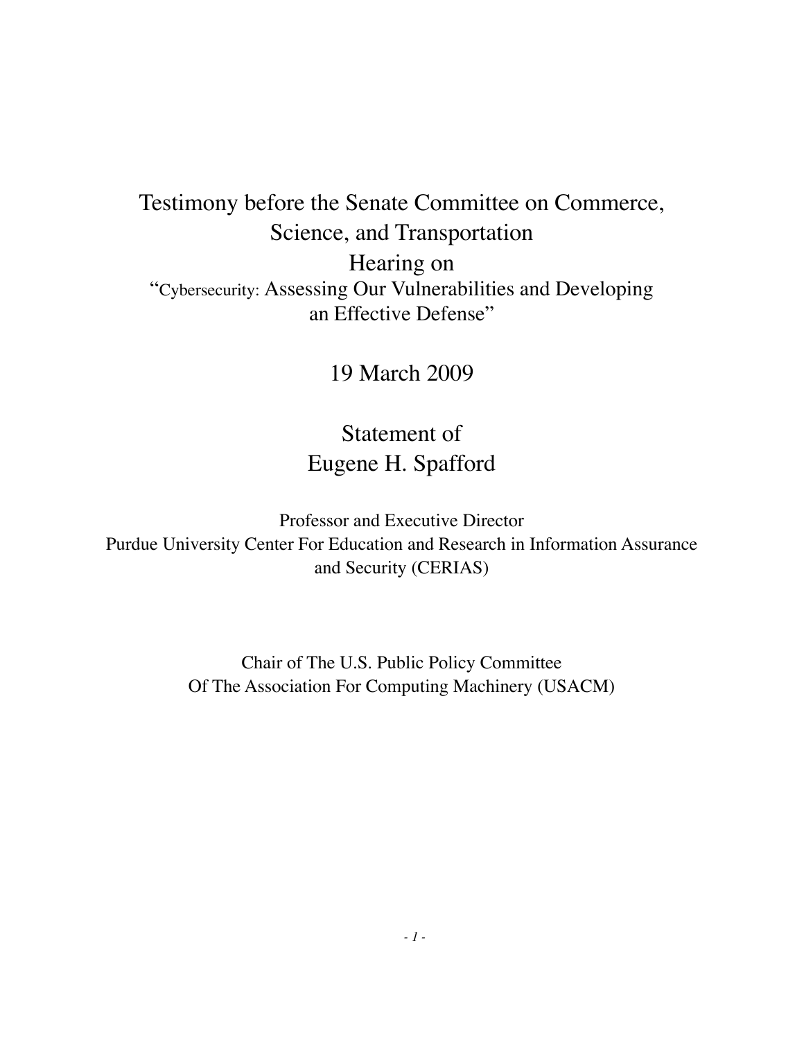# Testimony before the Senate Committee on Commerce, Science, and Transportation

## Hearing on

## "Cybersecurity: Assessing Our Vulnerabilities and Developing an Effective Defense"

19 March 2009

## Statement of
## Eugene H. Spafford

Professor and Executive Director
Purdue University Center For Education and Research in Information Assurance and Security (CERIAS)

Chair of The U.S. Public Policy Committee
Of The Association For Computing Machinery (USACM)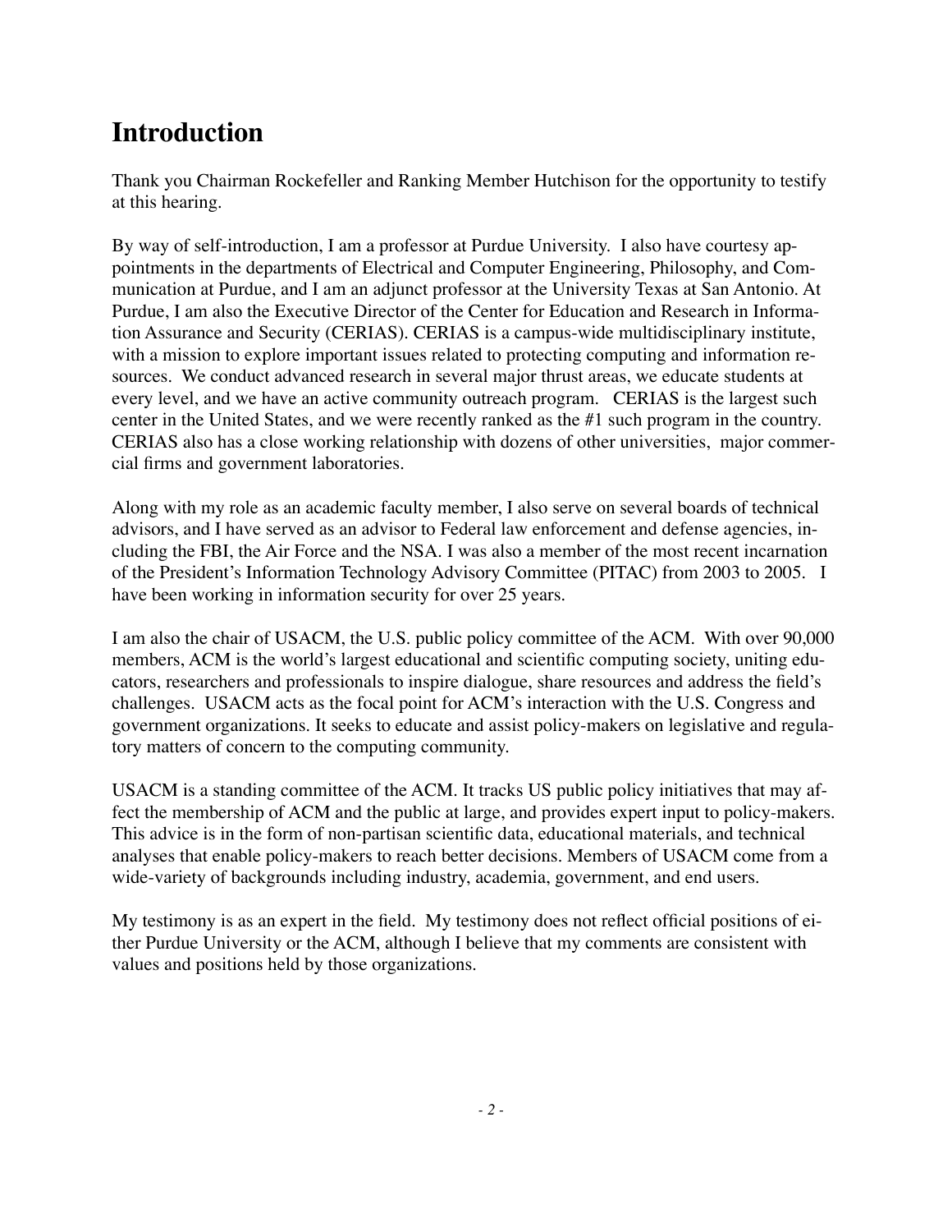# Introduction

Thank you Chairman Rockefeller and Ranking Member Hutchison for the opportunity to testify at this hearing.

By way of self-introduction, I am a professor at Purdue University. I also have courtesy appointments in the departments of Electrical and Computer Engineering, Philosophy, and Communication at Purdue, and I am an adjunct professor at the University Texas at San Antonio. At Purdue, I am also the Executive Director of the Center for Education and Research in Information Assurance and Security (CERIAS). CERIAS is a campus-wide multidisciplinary institute, with a mission to explore important issues related to protecting computing and information resources. We conduct advanced research in several major thrust areas, we educate students at every level, and we have an active community outreach program. CERIAS is the largest such center in the United States, and we were recently ranked as the #1 such program in the country. CERIAS also has a close working relationship with dozens of other universities, major commercial firms and government laboratories.

Along with my role as an academic faculty member, I also serve on several boards of technical advisors, and I have served as an advisor to Federal law enforcement and defense agencies, including the FBI, the Air Force and the NSA. I was also a member of the most recent incarnation of the President's Information Technology Advisory Committee (PITAC) from 2003 to 2005. I have been working in information security for over 25 years.

I am also the chair of USACM, the U.S. public policy committee of the ACM. With over 90,000 members, ACM is the world's largest educational and scientific computing society, uniting educators, researchers and professionals to inspire dialogue, share resources and address the field's challenges. USACM acts as the focal point for ACM's interaction with the U.S. Congress and government organizations. It seeks to educate and assist policy-makers on legislative and regulatory matters of concern to the computing community.

USACM is a standing committee of the ACM. It tracks US public policy initiatives that may affect the membership of ACM and the public at large, and provides expert input to policy-makers. This advice is in the form of non-partisan scientific data, educational materials, and technical analyses that enable policy-makers to reach better decisions. Members of USACM come from a wide-variety of backgrounds including industry, academia, government, and end users.

My testimony is as an expert in the field. My testimony does not reflect official positions of either Purdue University or the ACM, although I believe that my comments are consistent with values and positions held by those organizations.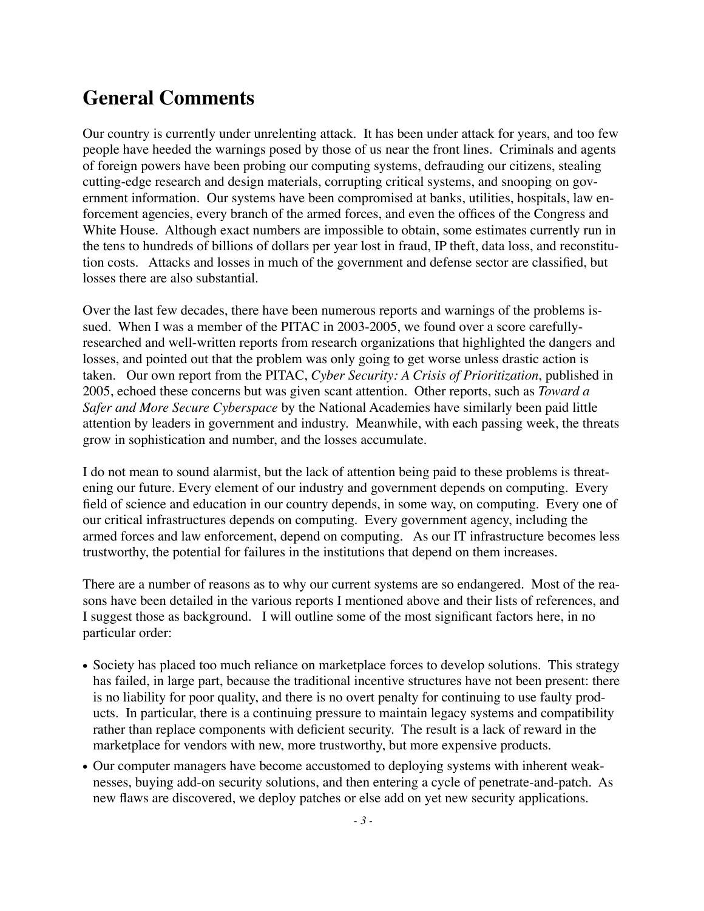## General Comments

Our country is currently under unrelenting attack. It has been under attack for years, and too few people have heeded the warnings posed by those of us near the front lines. Criminals and agents of foreign powers have been probing our computing systems, defrauding our citizens, stealing cutting-edge research and design materials, corrupting critical systems, and snooping on government information. Our systems have been compromised at banks, utilities, hospitals, law enforcement agencies, every branch of the armed forces, and even the offices of the Congress and White House. Although exact numbers are impossible to obtain, some estimates currently run in the tens to hundreds of billions of dollars per year lost in fraud, IP theft, data loss, and reconstitution costs. Attacks and losses in much of the government and defense sector are classified, but losses there are also substantial.

Over the last few decades, there have been numerous reports and warnings of the problems issued. When I was a member of the PITAC in 2003-2005, we found over a score carefully-researched and well-written reports from research organizations that highlighted the dangers and losses, and pointed out that the problem was only going to get worse unless drastic action is taken. Our own report from the PITAC, *Cyber Security: A Crisis of Prioritization*, published in 2005, echoed these concerns but was given scant attention. Other reports, such as *Toward a Safer and More Secure Cyberspace* by the National Academies have similarly been paid little attention by leaders in government and industry. Meanwhile, with each passing week, the threats grow in sophistication and number, and the losses accumulate.

I do not mean to sound alarmist, but the lack of attention being paid to these problems is threatening our future. Every element of our industry and government depends on computing. Every field of science and education in our country depends, in some way, on computing. Every one of our critical infrastructures depends on computing. Every government agency, including the armed forces and law enforcement, depend on computing. As our IT infrastructure becomes less trustworthy, the potential for failures in the institutions that depend on them increases.

There are a number of reasons as to why our current systems are so endangered. Most of the reasons have been detailed in the various reports I mentioned above and their lists of references, and I suggest those as background. I will outline some of the most significant factors here, in no particular order:

- Society has placed too much reliance on marketplace forces to develop solutions. This strategy has failed, in large part, because the traditional incentive structures have not been present: there is no liability for poor quality, and there is no overt penalty for continuing to use faulty products. In particular, there is a continuing pressure to maintain legacy systems and compatibility rather than replace components with deficient security. The result is a lack of reward in the marketplace for vendors with new, more trustworthy, but more expensive products.
- Our computer managers have become accustomed to deploying systems with inherent weaknesses, buying add-on security solutions, and then entering a cycle of penetrate-and-patch. As new flaws are discovered, we deploy patches or else add on yet new security applications.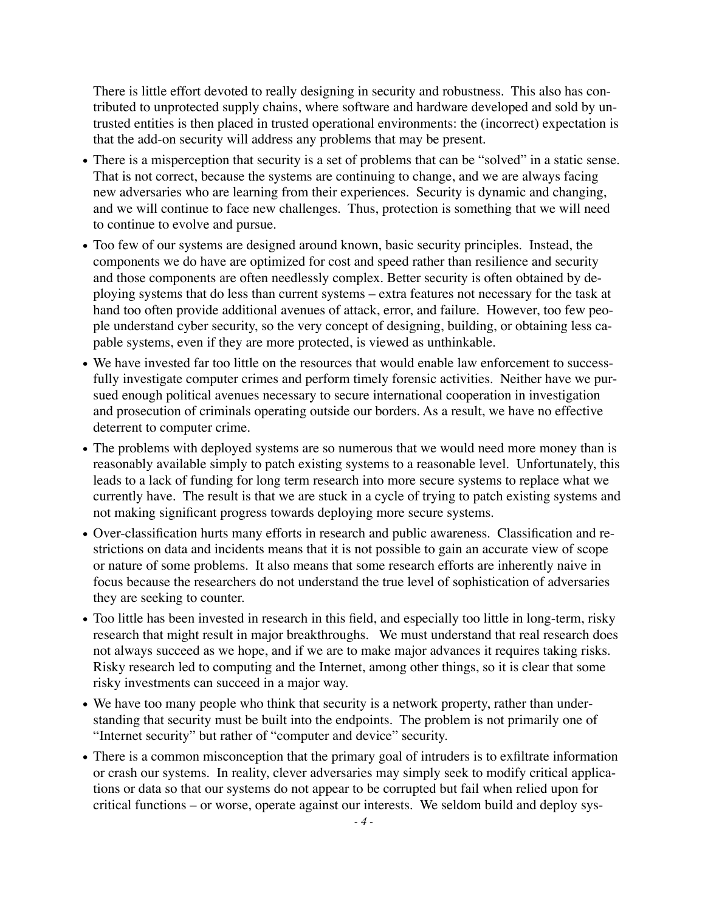There is little effort devoted to really designing in security and robustness. This also has contributed to unprotected supply chains, where software and hardware developed and sold by untrusted entities is then placed in trusted operational environments: the (incorrect) expectation is that the add-on security will address any problems that may be present.

- There is a misperception that security is a set of problems that can be "solved" in a static sense. That is not correct, because the systems are continuing to change, and we are always facing new adversaries who are learning from their experiences. Security is dynamic and changing, and we will continue to face new challenges. Thus, protection is something that we will need to continue to evolve and pursue.
- Too few of our systems are designed around known, basic security principles. Instead, the components we do have are optimized for cost and speed rather than resilience and security and those components are often needlessly complex. Better security is often obtained by deploying systems that do less than current systems – extra features not necessary for the task at hand too often provide additional avenues of attack, error, and failure. However, too few people understand cyber security, so the very concept of designing, building, or obtaining less capable systems, even if they are more protected, is viewed as unthinkable.
- We have invested far too little on the resources that would enable law enforcement to successfully investigate computer crimes and perform timely forensic activities. Neither have we pursued enough political avenues necessary to secure international cooperation in investigation and prosecution of criminals operating outside our borders. As a result, we have no effective deterrent to computer crime.
- The problems with deployed systems are so numerous that we would need more money than is reasonably available simply to patch existing systems to a reasonable level. Unfortunately, this leads to a lack of funding for long term research into more secure systems to replace what we currently have. The result is that we are stuck in a cycle of trying to patch existing systems and not making significant progress towards deploying more secure systems.
- Over-classification hurts many efforts in research and public awareness. Classification and restrictions on data and incidents means that it is not possible to gain an accurate view of scope or nature of some problems. It also means that some research efforts are inherently naive in focus because the researchers do not understand the true level of sophistication of adversaries they are seeking to counter.
- Too little has been invested in research in this field, and especially too little in long-term, risky research that might result in major breakthroughs. We must understand that real research does not always succeed as we hope, and if we are to make major advances it requires taking risks. Risky research led to computing and the Internet, among other things, so it is clear that some risky investments can succeed in a major way.
- We have too many people who think that security is a network property, rather than understanding that security must be built into the endpoints. The problem is not primarily one of "Internet security" but rather of "computer and device" security.
- There is a common misconception that the primary goal of intruders is to exfiltrate information or crash our systems. In reality, clever adversaries may simply seek to modify critical applications or data so that our systems do not appear to be corrupted but fail when relied upon for critical functions – or worse, operate against our interests. We seldom build and deploy sys-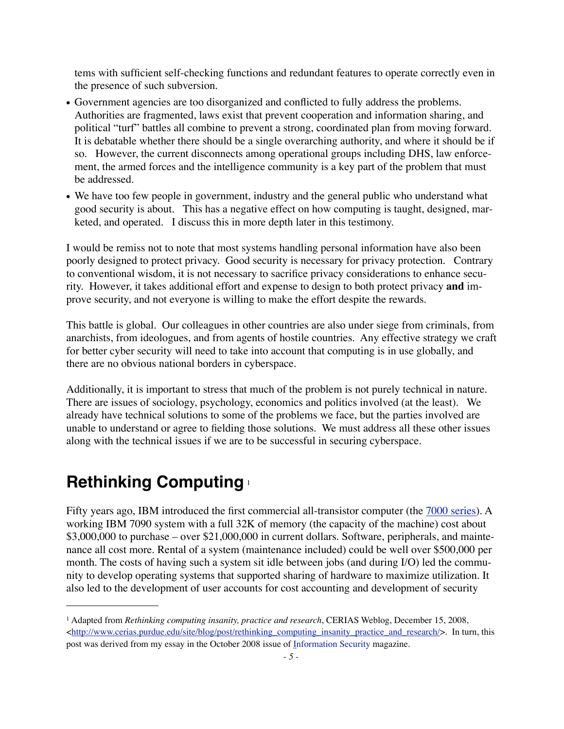tems with sufficient self-checking functions and redundant features to operate correctly even in the presence of such subversion.

- Government agencies are too disorganized and conflicted to fully address the problems. Authorities are fragmented, laws exist that prevent cooperation and information sharing, and political "turf" battles all combine to prevent a strong, coordinated plan from moving forward. It is debatable whether there should be a single overarching authority, and where it should be if so. However, the current disconnects among operational groups including DHS, law enforcement, the armed forces and the intelligence community is a key part of the problem that must be addressed.
- We have too few people in government, industry and the general public who understand what good security is about. This has a negative effect on how computing is taught, designed, marketed, and operated. I discuss this in more depth later in this testimony.

I would be remiss not to note that most systems handling personal information have also been poorly designed to protect privacy. Good security is necessary for privacy protection. Contrary to conventional wisdom, it is not necessary to sacrifice privacy considerations to enhance security. However, it takes additional effort and expense to design to both protect privacy **and** improve security, and not everyone is willing to make the effort despite the rewards.

This battle is global. Our colleagues in other countries are also under siege from criminals, from anarchists, from ideologues, and from agents of hostile countries. Any effective strategy we craft for better cyber security will need to take into account that computing is in use globally, and there are no obvious national borders in cyberspace.

Additionally, it is important to stress that much of the problem is not purely technical in nature. There are issues of sociology, psychology, economics and politics involved (at the least). We already have technical solutions to some of the problems we face, but the parties involved are unable to understand or agree to fielding those solutions. We must address all these other issues along with the technical issues if we are to be successful in securing cyberspace.

# Rethinking Computing [1]

Fifty years ago, IBM introduced the first commercial all-transistor computer (the 7000 series). A working IBM 7090 system with a full 32K of memory (the capacity of the machine) cost about $3,000,000 to purchase – over $21,000,000 in current dollars. Software, peripherals, and maintenance all cost more. Rental of a system (maintenance included) could be well over $500,000 per month. The costs of having such a system sit idle between jobs (and during I/O) led the community to develop operating systems that supported sharing of hardware to maximize utilization. It also led to the development of user accounts for cost accounting and development of security

---

[1] Adapted from *Rethinking computing insanity, practice and research*, CERIAS Weblog, December 15, 2008, <http://www.cerias.purdue.edu/site/blog/post/rethinking_computing_insanity_practice_and_research/>. In turn, this post was derived from my essay in the October 2008 issue of Information Security magazine.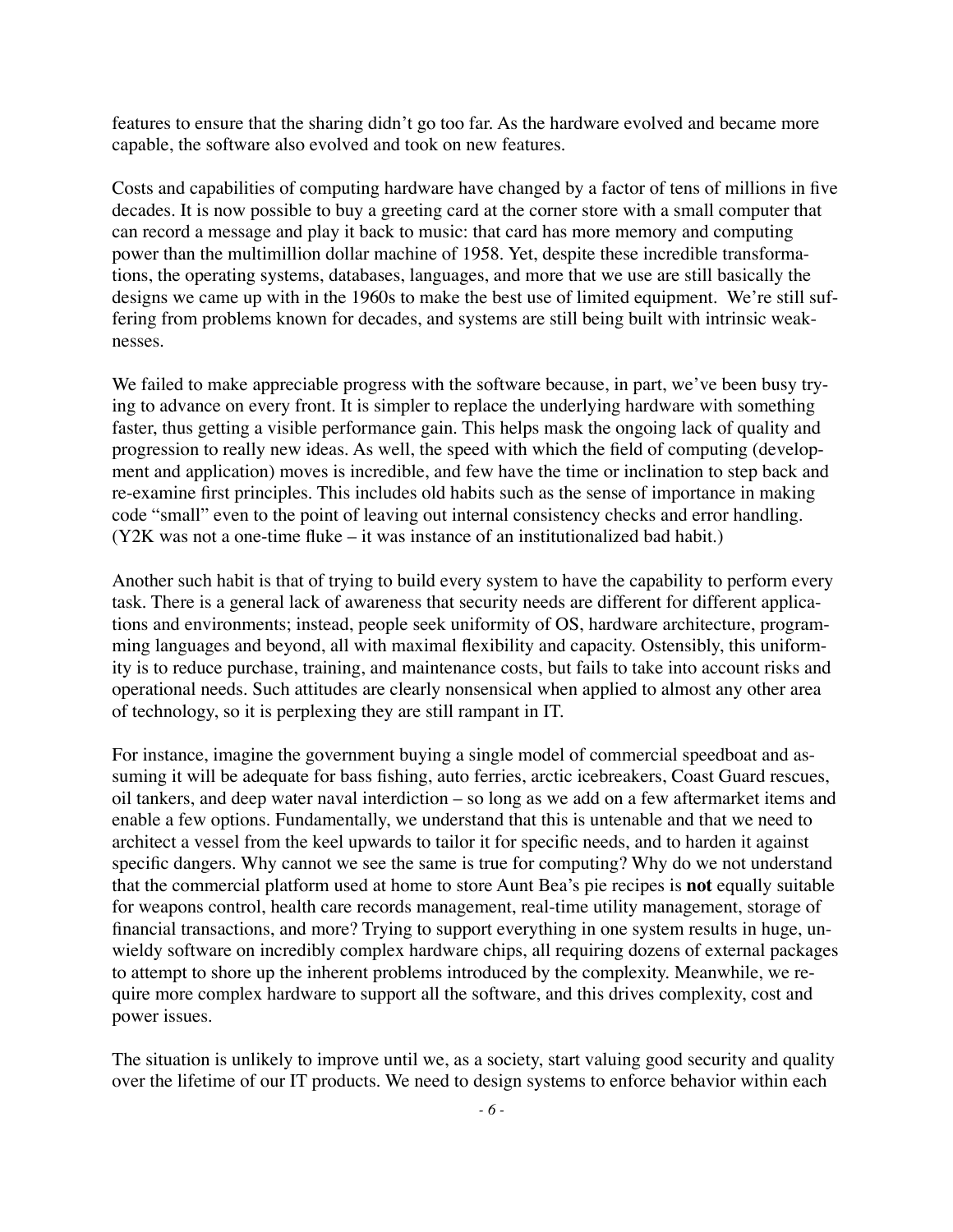features to ensure that the sharing didn't go too far. As the hardware evolved and became more capable, the software also evolved and took on new features.

Costs and capabilities of computing hardware have changed by a factor of tens of millions in five decades. It is now possible to buy a greeting card at the corner store with a small computer that can record a message and play it back to music: that card has more memory and computing power than the multimillion dollar machine of 1958. Yet, despite these incredible transformations, the operating systems, databases, languages, and more that we use are still basically the designs we came up with in the 1960s to make the best use of limited equipment. We're still suffering from problems known for decades, and systems are still being built with intrinsic weaknesses.

We failed to make appreciable progress with the software because, in part, we've been busy trying to advance on every front. It is simpler to replace the underlying hardware with something faster, thus getting a visible performance gain. This helps mask the ongoing lack of quality and progression to really new ideas. As well, the speed with which the field of computing (development and application) moves is incredible, and few have the time or inclination to step back and re-examine first principles. This includes old habits such as the sense of importance in making code "small" even to the point of leaving out internal consistency checks and error handling. (Y2K was not a one-time fluke – it was instance of an institutionalized bad habit.)

Another such habit is that of trying to build every system to have the capability to perform every task. There is a general lack of awareness that security needs are different for different applications and environments; instead, people seek uniformity of OS, hardware architecture, programming languages and beyond, all with maximal flexibility and capacity. Ostensibly, this uniformity is to reduce purchase, training, and maintenance costs, but fails to take into account risks and operational needs. Such attitudes are clearly nonsensical when applied to almost any other area of technology, so it is perplexing they are still rampant in IT.

For instance, imagine the government buying a single model of commercial speedboat and assuming it will be adequate for bass fishing, auto ferries, arctic icebreakers, Coast Guard rescues, oil tankers, and deep water naval interdiction – so long as we add on a few aftermarket items and enable a few options. Fundamentally, we understand that this is untenable and that we need to architect a vessel from the keel upwards to tailor it for specific needs, and to harden it against specific dangers. Why cannot we see the same is true for computing? Why do we not understand that the commercial platform used at home to store Aunt Bea's pie recipes is **not** equally suitable for weapons control, health care records management, real-time utility management, storage of financial transactions, and more? Trying to support everything in one system results in huge, unwieldy software on incredibly complex hardware chips, all requiring dozens of external packages to attempt to shore up the inherent problems introduced by the complexity. Meanwhile, we require more complex hardware to support all the software, and this drives complexity, cost and power issues.

The situation is unlikely to improve until we, as a society, start valuing good security and quality over the lifetime of our IT products. We need to design systems to enforce behavior within each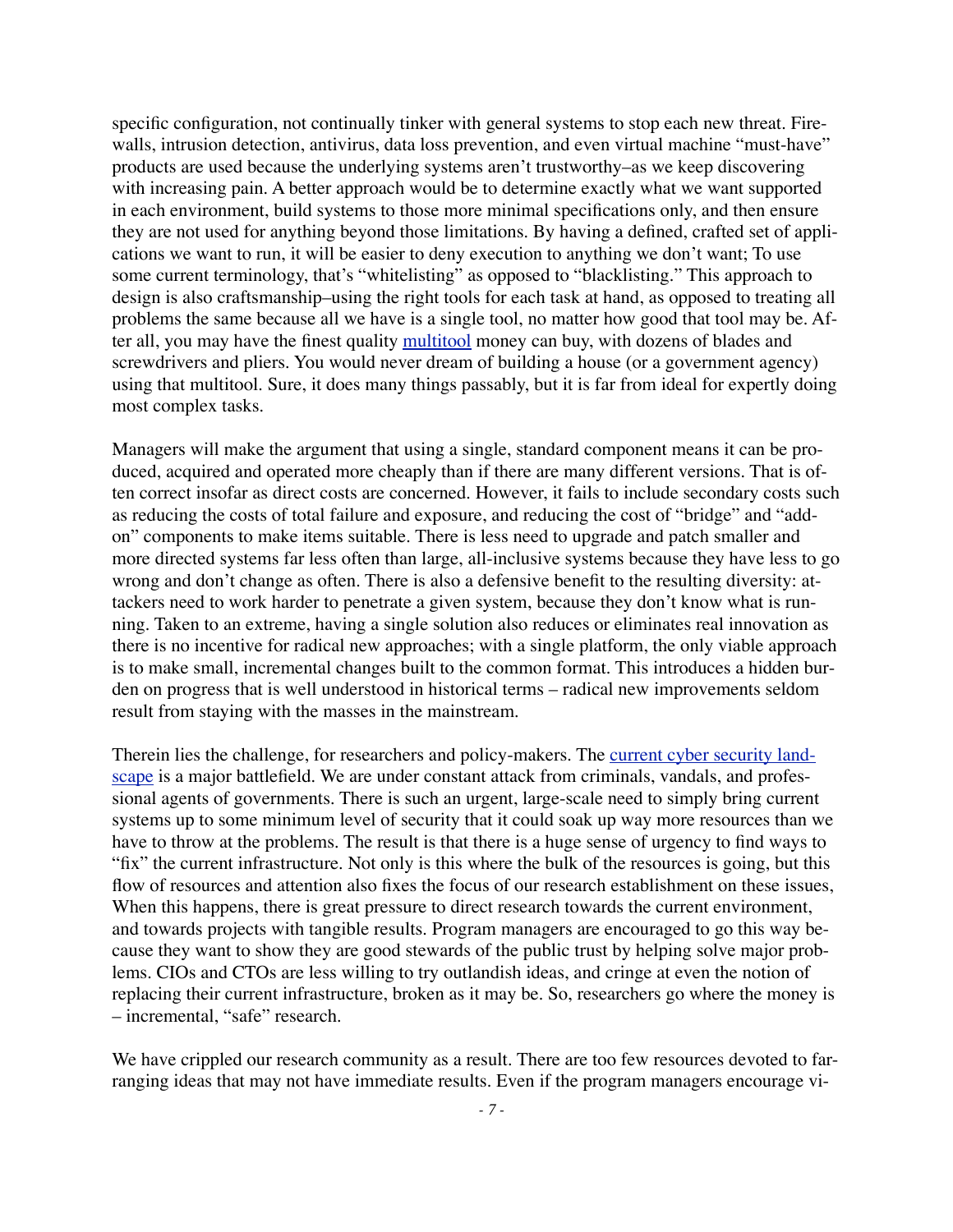specific configuration, not continually tinker with general systems to stop each new threat. Firewalls, intrusion detection, antivirus, data loss prevention, and even virtual machine "must-have" products are used because the underlying systems aren't trustworthy–as we keep discovering with increasing pain. A better approach would be to determine exactly what we want supported in each environment, build systems to those more minimal specifications only, and then ensure they are not used for anything beyond those limitations. By having a defined, crafted set of applications we want to run, it will be easier to deny execution to anything we don't want; To use some current terminology, that's "whitelisting" as opposed to "blacklisting." This approach to design is also craftsmanship–using the right tools for each task at hand, as opposed to treating all problems the same because all we have is a single tool, no matter how good that tool may be. After all, you may have the finest quality multitool money can buy, with dozens of blades and screwdrivers and pliers. You would never dream of building a house (or a government agency) using that multitool. Sure, it does many things passably, but it is far from ideal for expertly doing most complex tasks.

Managers will make the argument that using a single, standard component means it can be produced, acquired and operated more cheaply than if there are many different versions. That is often correct insofar as direct costs are concerned. However, it fails to include secondary costs such as reducing the costs of total failure and exposure, and reducing the cost of "bridge" and "add-on" components to make items suitable. There is less need to upgrade and patch smaller and more directed systems far less often than large, all-inclusive systems because they have less to go wrong and don't change as often. There is also a defensive benefit to the resulting diversity: attackers need to work harder to penetrate a given system, because they don't know what is running. Taken to an extreme, having a single solution also reduces or eliminates real innovation as there is no incentive for radical new approaches; with a single platform, the only viable approach is to make small, incremental changes built to the common format. This introduces a hidden burden on progress that is well understood in historical terms – radical new improvements seldom result from staying with the masses in the mainstream.

Therein lies the challenge, for researchers and policy-makers. The current cyber security landscape is a major battlefield. We are under constant attack from criminals, vandals, and professional agents of governments. There is such an urgent, large-scale need to simply bring current systems up to some minimum level of security that it could soak up way more resources than we have to throw at the problems. The result is that there is a huge sense of urgency to find ways to "fix" the current infrastructure. Not only is this where the bulk of the resources is going, but this flow of resources and attention also fixes the focus of our research establishment on these issues, When this happens, there is great pressure to direct research towards the current environment, and towards projects with tangible results. Program managers are encouraged to go this way because they want to show they are good stewards of the public trust by helping solve major problems. CIOs and CTOs are less willing to try outlandish ideas, and cringe at even the notion of replacing their current infrastructure, broken as it may be. So, researchers go where the money is – incremental, "safe" research.

We have crippled our research community as a result. There are too few resources devoted to far-ranging ideas that may not have immediate results. Even if the program managers encourage vi-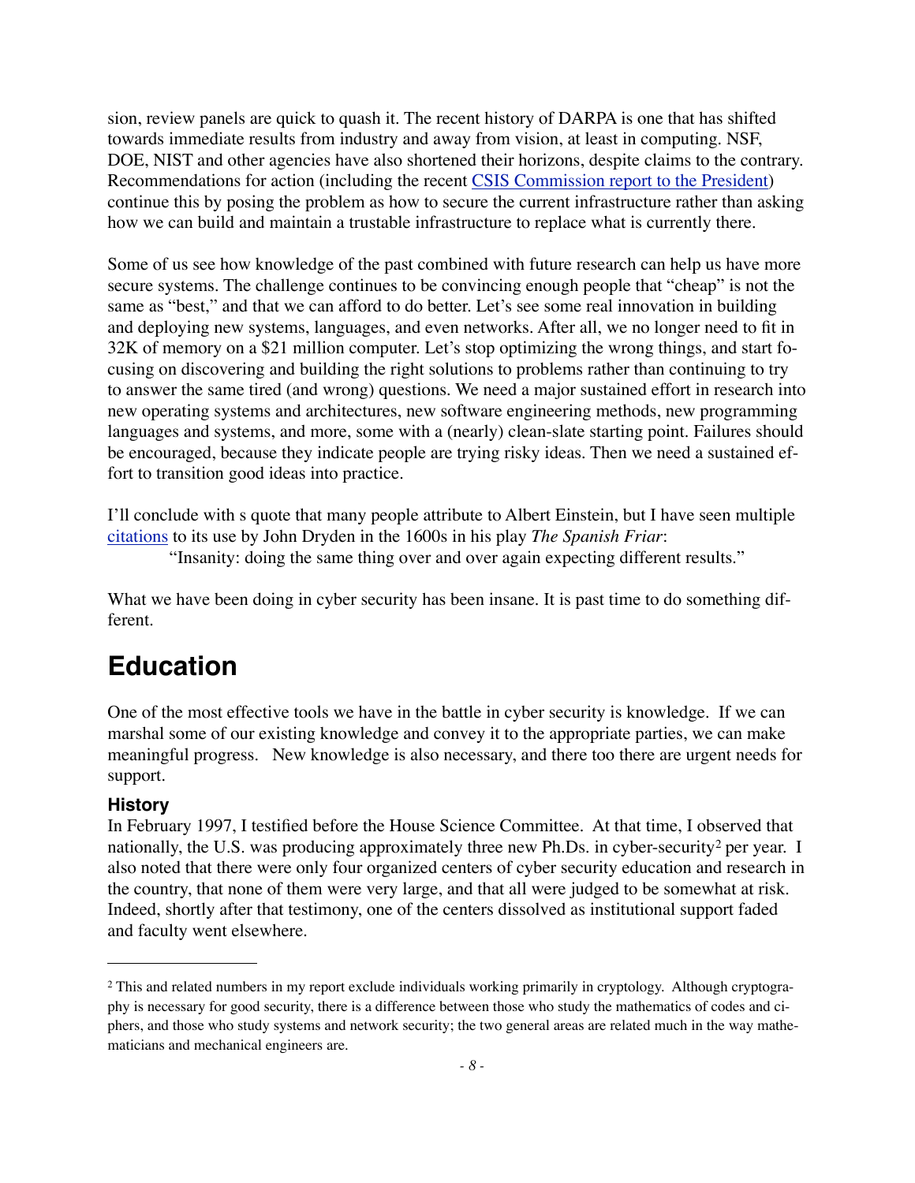sion, review panels are quick to quash it. The recent history of DARPA is one that has shifted towards immediate results from industry and away from vision, at least in computing. NSF, DOE, NIST and other agencies have also shortened their horizons, despite claims to the contrary. Recommendations for action (including the recent CSIS Commission report to the President) continue this by posing the problem as how to secure the current infrastructure rather than asking how we can build and maintain a trustable infrastructure to replace what is currently there.

Some of us see how knowledge of the past combined with future research can help us have more secure systems. The challenge continues to be convincing enough people that "cheap" is not the same as "best," and that we can afford to do better. Let's see some real innovation in building and deploying new systems, languages, and even networks. After all, we no longer need to fit in 32K of memory on a $21 million computer. Let's stop optimizing the wrong things, and start focusing on discovering and building the right solutions to problems rather than continuing to try to answer the same tired (and wrong) questions. We need a major sustained effort in research into new operating systems and architectures, new software engineering methods, new programming languages and systems, and more, some with a (nearly) clean-slate starting point. Failures should be encouraged, because they indicate people are trying risky ideas. Then we need a sustained effort to transition good ideas into practice.

I'll conclude with s quote that many people attribute to Albert Einstein, but I have seen multiple citations to its use by John Dryden in the 1600s in his play *The Spanish Friar*:

> "Insanity: doing the same thing over and over again expecting different results."

What we have been doing in cyber security has been insane. It is past time to do something different.

# Education

One of the most effective tools we have in the battle in cyber security is knowledge. If we can marshal some of our existing knowledge and convey it to the appropriate parties, we can make meaningful progress. New knowledge is also necessary, and there too there are urgent needs for support.

### History

In February 1997, I testified before the House Science Committee. At that time, I observed that nationally, the U.S. was producing approximately three new Ph.Ds. in cyber-security[2] per year. I also noted that there were only four organized centers of cyber security education and research in the country, that none of them were very large, and that all were judged to be somewhat at risk. Indeed, shortly after that testimony, one of the centers dissolved as institutional support faded and faculty went elsewhere.

---

[2] This and related numbers in my report exclude individuals working primarily in cryptology. Although cryptography is necessary for good security, there is a difference between those who study the mathematics of codes and ciphers, and those who study systems and network security; the two general areas are related much in the way mathematicians and mechanical engineers are.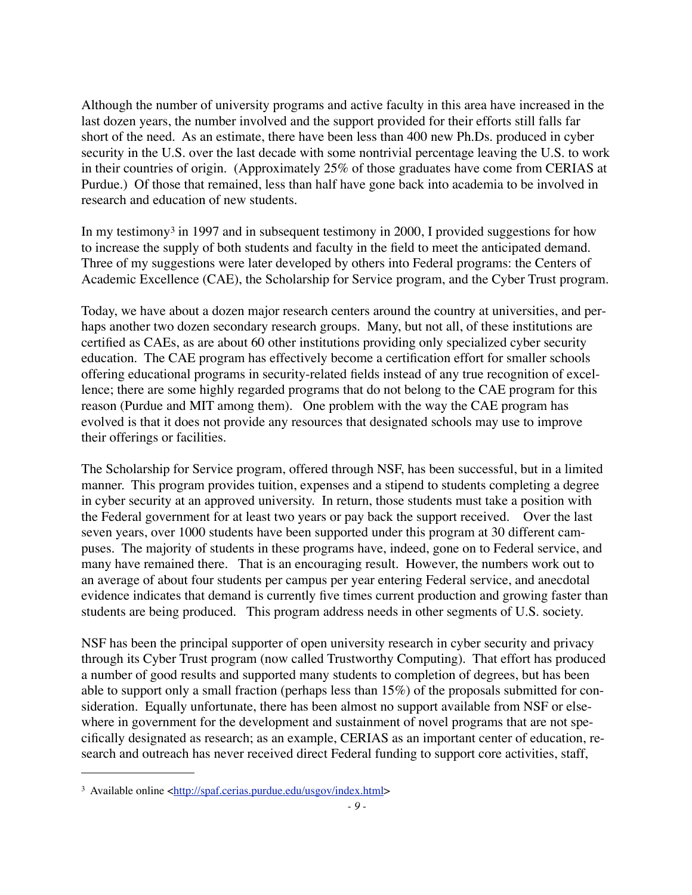Although the number of university programs and active faculty in this area have increased in the last dozen years, the number involved and the support provided for their efforts still falls far short of the need. As an estimate, there have been less than 400 new Ph.Ds. produced in cyber security in the U.S. over the last decade with some nontrivial percentage leaving the U.S. to work in their countries of origin. (Approximately 25% of those graduates have come from CERIAS at Purdue.) Of those that remained, less than half have gone back into academia to be involved in research and education of new students.

In my testimony[3] in 1997 and in subsequent testimony in 2000, I provided suggestions for how to increase the supply of both students and faculty in the field to meet the anticipated demand. Three of my suggestions were later developed by others into Federal programs: the Centers of Academic Excellence (CAE), the Scholarship for Service program, and the Cyber Trust program.

Today, we have about a dozen major research centers around the country at universities, and perhaps another two dozen secondary research groups. Many, but not all, of these institutions are certified as CAEs, as are about 60 other institutions providing only specialized cyber security education. The CAE program has effectively become a certification effort for smaller schools offering educational programs in security-related fields instead of any true recognition of excellence; there are some highly regarded programs that do not belong to the CAE program for this reason (Purdue and MIT among them). One problem with the way the CAE program has evolved is that it does not provide any resources that designated schools may use to improve their offerings or facilities.

The Scholarship for Service program, offered through NSF, has been successful, but in a limited manner. This program provides tuition, expenses and a stipend to students completing a degree in cyber security at an approved university. In return, those students must take a position with the Federal government for at least two years or pay back the support received. Over the last seven years, over 1000 students have been supported under this program at 30 different campuses. The majority of students in these programs have, indeed, gone on to Federal service, and many have remained there. That is an encouraging result. However, the numbers work out to an average of about four students per campus per year entering Federal service, and anecdotal evidence indicates that demand is currently five times current production and growing faster than students are being produced. This program address needs in other segments of U.S. society.

NSF has been the principal supporter of open university research in cyber security and privacy through its Cyber Trust program (now called Trustworthy Computing). That effort has produced a number of good results and supported many students to completion of degrees, but has been able to support only a small fraction (perhaps less than 15%) of the proposals submitted for consideration. Equally unfortunate, there has been almost no support available from NSF or elsewhere in government for the development and sustainment of novel programs that are not specifically designated as research; as an example, CERIAS as an important center of education, research and outreach has never received direct Federal funding to support core activities, staff,

---

[3] Available online <http://spaf.cerias.purdue.edu/usgov/index.html>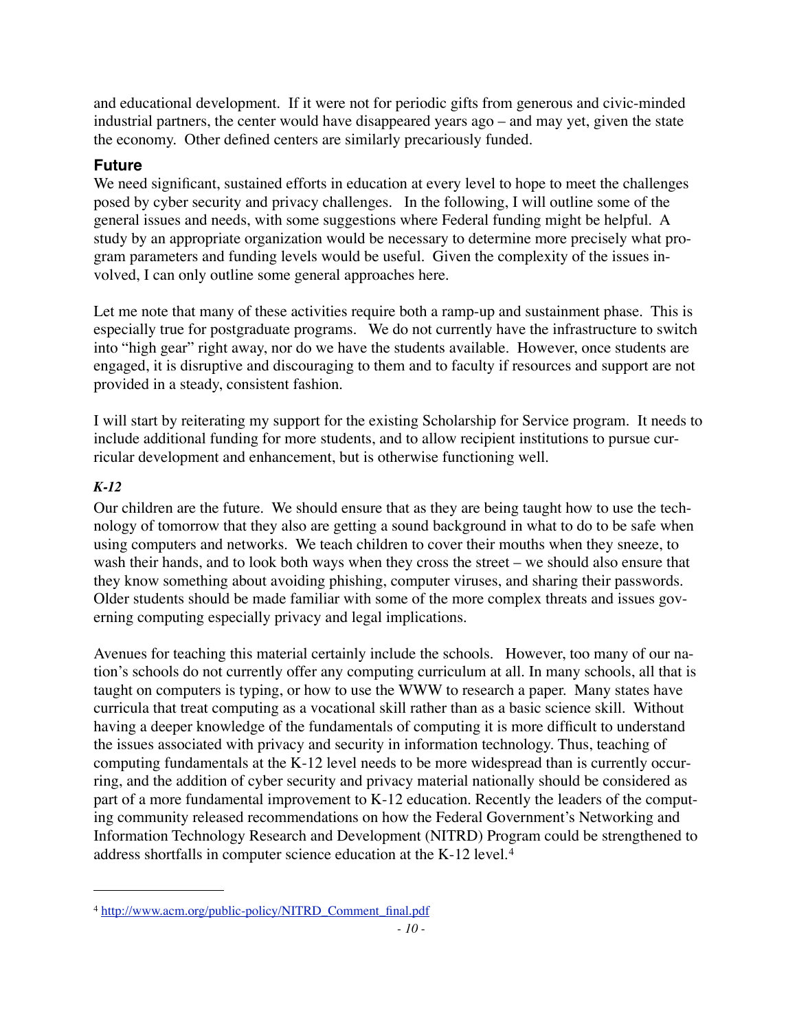and educational development. If it were not for periodic gifts from generous and civic-minded industrial partners, the center would have disappeared years ago – and may yet, given the state the economy. Other defined centers are similarly precariously funded.

## Future

We need significant, sustained efforts in education at every level to hope to meet the challenges posed by cyber security and privacy challenges. In the following, I will outline some of the general issues and needs, with some suggestions where Federal funding might be helpful. A study by an appropriate organization would be necessary to determine more precisely what program parameters and funding levels would be useful. Given the complexity of the issues involved, I can only outline some general approaches here.

Let me note that many of these activities require both a ramp-up and sustainment phase. This is especially true for postgraduate programs. We do not currently have the infrastructure to switch into "high gear" right away, nor do we have the students available. However, once students are engaged, it is disruptive and discouraging to them and to faculty if resources and support are not provided in a steady, consistent fashion.

I will start by reiterating my support for the existing Scholarship for Service program. It needs to include additional funding for more students, and to allow recipient institutions to pursue curricular development and enhancement, but is otherwise functioning well.

### *K-12*

Our children are the future. We should ensure that as they are being taught how to use the technology of tomorrow that they also are getting a sound background in what to do to be safe when using computers and networks. We teach children to cover their mouths when they sneeze, to wash their hands, and to look both ways when they cross the street – we should also ensure that they know something about avoiding phishing, computer viruses, and sharing their passwords. Older students should be made familiar with some of the more complex threats and issues governing computing especially privacy and legal implications.

Avenues for teaching this material certainly include the schools. However, too many of our nation's schools do not currently offer any computing curriculum at all. In many schools, all that is taught on computers is typing, or how to use the WWW to research a paper. Many states have curricula that treat computing as a vocational skill rather than as a basic science skill. Without having a deeper knowledge of the fundamentals of computing it is more difficult to understand the issues associated with privacy and security in information technology. Thus, teaching of computing fundamentals at the K-12 level needs to be more widespread than is currently occurring, and the addition of cyber security and privacy material nationally should be considered as part of a more fundamental improvement to K-12 education. Recently the leaders of the computing community released recommendations on how the Federal Government's Networking and Information Technology Research and Development (NITRD) Program could be strengthened to address shortfalls in computer science education at the K-12 level.[4]

---

[4] http://www.acm.org/public-policy/NITRD_Comment_final.pdf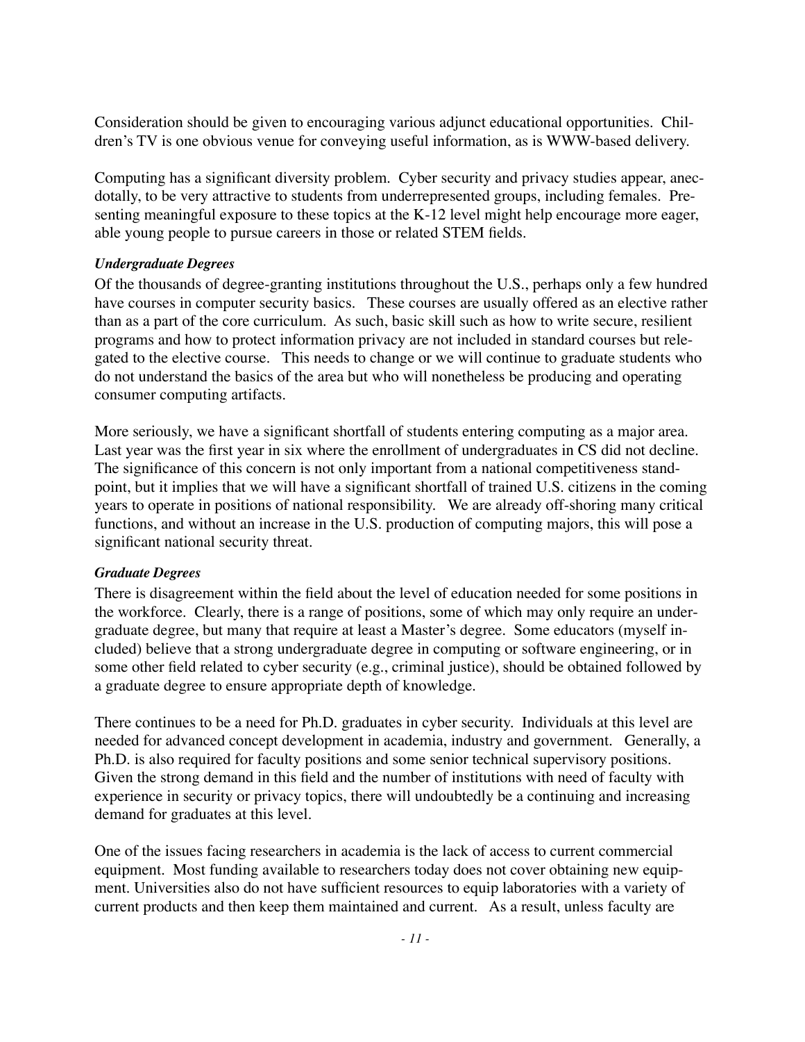Consideration should be given to encouraging various adjunct educational opportunities. Children's TV is one obvious venue for conveying useful information, as is WWW-based delivery.

Computing has a significant diversity problem. Cyber security and privacy studies appear, anecdotally, to be very attractive to students from underrepresented groups, including females. Presenting meaningful exposure to these topics at the K-12 level might help encourage more eager, able young people to pursue careers in those or related STEM fields.

***Undergraduate Degrees***

Of the thousands of degree-granting institutions throughout the U.S., perhaps only a few hundred have courses in computer security basics. These courses are usually offered as an elective rather than as a part of the core curriculum. As such, basic skill such as how to write secure, resilient programs and how to protect information privacy are not included in standard courses but relegated to the elective course. This needs to change or we will continue to graduate students who do not understand the basics of the area but who will nonetheless be producing and operating consumer computing artifacts.

More seriously, we have a significant shortfall of students entering computing as a major area. Last year was the first year in six where the enrollment of undergraduates in CS did not decline. The significance of this concern is not only important from a national competitiveness standpoint, but it implies that we will have a significant shortfall of trained U.S. citizens in the coming years to operate in positions of national responsibility. We are already off-shoring many critical functions, and without an increase in the U.S. production of computing majors, this will pose a significant national security threat.

***Graduate Degrees***

There is disagreement within the field about the level of education needed for some positions in the workforce. Clearly, there is a range of positions, some of which may only require an undergraduate degree, but many that require at least a Master's degree. Some educators (myself included) believe that a strong undergraduate degree in computing or software engineering, or in some other field related to cyber security (e.g., criminal justice), should be obtained followed by a graduate degree to ensure appropriate depth of knowledge.

There continues to be a need for Ph.D. graduates in cyber security. Individuals at this level are needed for advanced concept development in academia, industry and government. Generally, a Ph.D. is also required for faculty positions and some senior technical supervisory positions. Given the strong demand in this field and the number of institutions with need of faculty with experience in security or privacy topics, there will undoubtedly be a continuing and increasing demand for graduates at this level.

One of the issues facing researchers in academia is the lack of access to current commercial equipment. Most funding available to researchers today does not cover obtaining new equipment. Universities also do not have sufficient resources to equip laboratories with a variety of current products and then keep them maintained and current. As a result, unless faculty are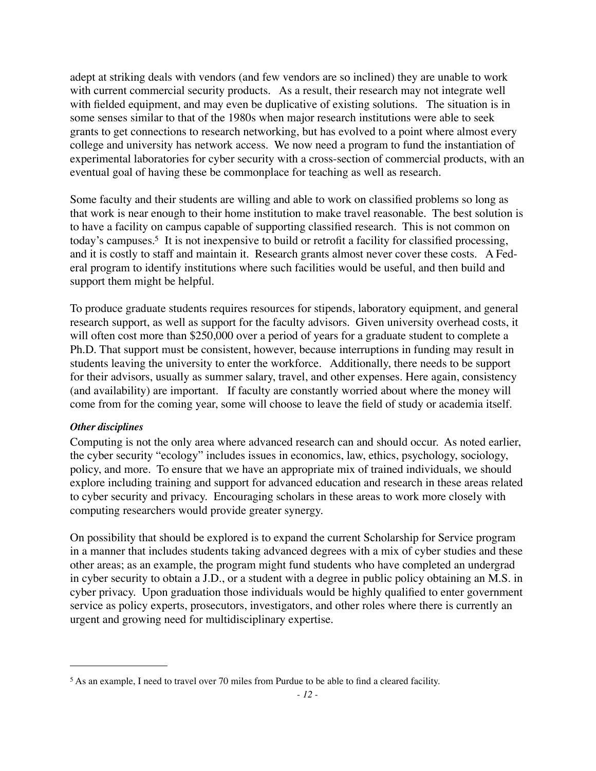adept at striking deals with vendors (and few vendors are so inclined) they are unable to work with current commercial security products. As a result, their research may not integrate well with fielded equipment, and may even be duplicative of existing solutions. The situation is in some senses similar to that of the 1980s when major research institutions were able to seek grants to get connections to research networking, but has evolved to a point where almost every college and university has network access. We now need a program to fund the instantiation of experimental laboratories for cyber security with a cross-section of commercial products, with an eventual goal of having these be commonplace for teaching as well as research.

Some faculty and their students are willing and able to work on classified problems so long as that work is near enough to their home institution to make travel reasonable. The best solution is to have a facility on campus capable of supporting classified research. This is not common on today's campuses.[5] It is not inexpensive to build or retrofit a facility for classified processing, and it is costly to staff and maintain it. Research grants almost never cover these costs. A Federal program to identify institutions where such facilities would be useful, and then build and support them might be helpful.

To produce graduate students requires resources for stipends, laboratory equipment, and general research support, as well as support for the faculty advisors. Given university overhead costs, it will often cost more than $250,000 over a period of years for a graduate student to complete a Ph.D. That support must be consistent, however, because interruptions in funding may result in students leaving the university to enter the workforce. Additionally, there needs to be support for their advisors, usually as summer salary, travel, and other expenses. Here again, consistency (and availability) are important. If faculty are constantly worried about where the money will come from for the coming year, some will choose to leave the field of study or academia itself.

***Other disciplines***

Computing is not the only area where advanced research can and should occur. As noted earlier, the cyber security "ecology" includes issues in economics, law, ethics, psychology, sociology, policy, and more. To ensure that we have an appropriate mix of trained individuals, we should explore including training and support for advanced education and research in these areas related to cyber security and privacy. Encouraging scholars in these areas to work more closely with computing researchers would provide greater synergy.

On possibility that should be explored is to expand the current Scholarship for Service program in a manner that includes students taking advanced degrees with a mix of cyber studies and these other areas; as an example, the program might fund students who have completed an undergrad in cyber security to obtain a J.D., or a student with a degree in public policy obtaining an M.S. in cyber privacy. Upon graduation those individuals would be highly qualified to enter government service as policy experts, prosecutors, investigators, and other roles where there is currently an urgent and growing need for multidisciplinary expertise.

---

[5] As an example, I need to travel over 70 miles from Purdue to be able to find a cleared facility.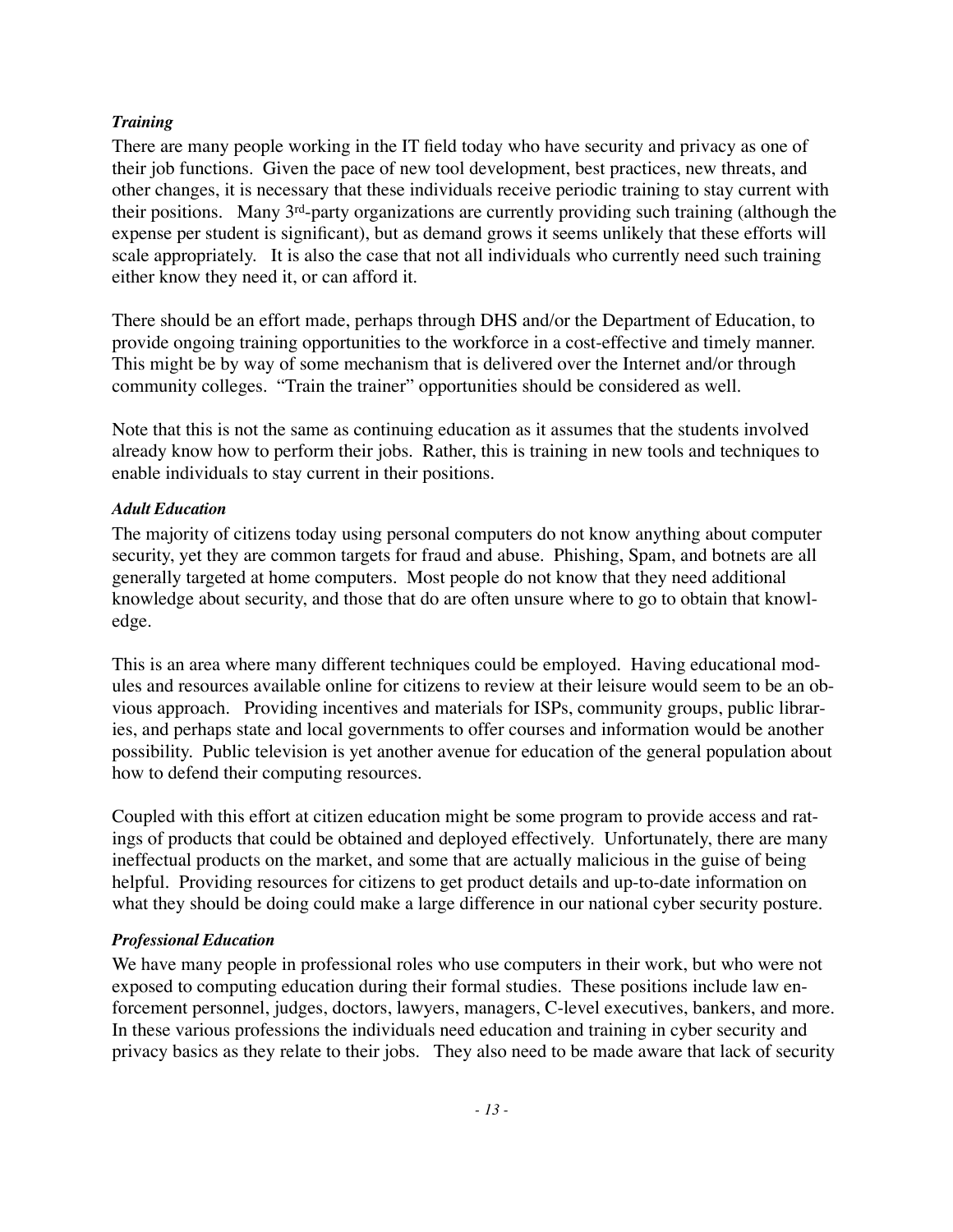*Training*

There are many people working in the IT field today who have security and privacy as one of their job functions. Given the pace of new tool development, best practices, new threats, and other changes, it is necessary that these individuals receive periodic training to stay current with their positions. Many 3rd-party organizations are currently providing such training (although the expense per student is significant), but as demand grows it seems unlikely that these efforts will scale appropriately. It is also the case that not all individuals who currently need such training either know they need it, or can afford it.

There should be an effort made, perhaps through DHS and/or the Department of Education, to provide ongoing training opportunities to the workforce in a cost-effective and timely manner. This might be by way of some mechanism that is delivered over the Internet and/or through community colleges. "Train the trainer" opportunities should be considered as well.

Note that this is not the same as continuing education as it assumes that the students involved already know how to perform their jobs. Rather, this is training in new tools and techniques to enable individuals to stay current in their positions.

*Adult Education*

The majority of citizens today using personal computers do not know anything about computer security, yet they are common targets for fraud and abuse. Phishing, Spam, and botnets are all generally targeted at home computers. Most people do not know that they need additional knowledge about security, and those that do are often unsure where to go to obtain that knowledge.

This is an area where many different techniques could be employed. Having educational modules and resources available online for citizens to review at their leisure would seem to be an obvious approach. Providing incentives and materials for ISPs, community groups, public libraries, and perhaps state and local governments to offer courses and information would be another possibility. Public television is yet another avenue for education of the general population about how to defend their computing resources.

Coupled with this effort at citizen education might be some program to provide access and ratings of products that could be obtained and deployed effectively. Unfortunately, there are many ineffectual products on the market, and some that are actually malicious in the guise of being helpful. Providing resources for citizens to get product details and up-to-date information on what they should be doing could make a large difference in our national cyber security posture.

*Professional Education*

We have many people in professional roles who use computers in their work, but who were not exposed to computing education during their formal studies. These positions include law enforcement personnel, judges, doctors, lawyers, managers, C-level executives, bankers, and more. In these various professions the individuals need education and training in cyber security and privacy basics as they relate to their jobs. They also need to be made aware that lack of security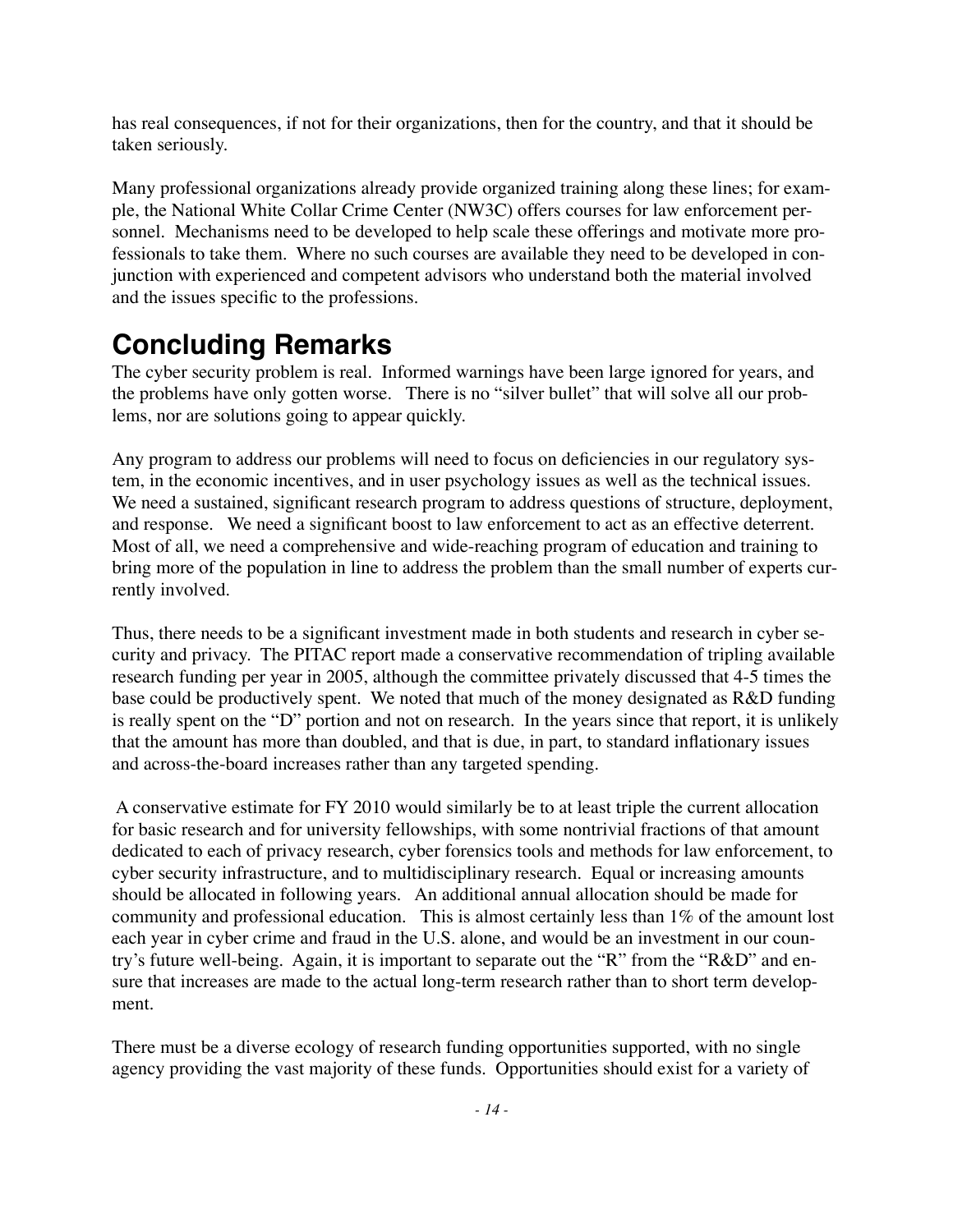has real consequences, if not for their organizations, then for the country, and that it should be taken seriously.

Many professional organizations already provide organized training along these lines; for example, the National White Collar Crime Center (NW3C) offers courses for law enforcement personnel. Mechanisms need to be developed to help scale these offerings and motivate more professionals to take them. Where no such courses are available they need to be developed in conjunction with experienced and competent advisors who understand both the material involved and the issues specific to the professions.

# Concluding Remarks

The cyber security problem is real. Informed warnings have been large ignored for years, and the problems have only gotten worse. There is no "silver bullet" that will solve all our problems, nor are solutions going to appear quickly.

Any program to address our problems will need to focus on deficiencies in our regulatory system, in the economic incentives, and in user psychology issues as well as the technical issues. We need a sustained, significant research program to address questions of structure, deployment, and response. We need a significant boost to law enforcement to act as an effective deterrent. Most of all, we need a comprehensive and wide-reaching program of education and training to bring more of the population in line to address the problem than the small number of experts currently involved.

Thus, there needs to be a significant investment made in both students and research in cyber security and privacy. The PITAC report made a conservative recommendation of tripling available research funding per year in 2005, although the committee privately discussed that 4-5 times the base could be productively spent. We noted that much of the money designated as R&D funding is really spent on the "D" portion and not on research. In the years since that report, it is unlikely that the amount has more than doubled, and that is due, in part, to standard inflationary issues and across-the-board increases rather than any targeted spending.

A conservative estimate for FY 2010 would similarly be to at least triple the current allocation for basic research and for university fellowships, with some nontrivial fractions of that amount dedicated to each of privacy research, cyber forensics tools and methods for law enforcement, to cyber security infrastructure, and to multidisciplinary research. Equal or increasing amounts should be allocated in following years. An additional annual allocation should be made for community and professional education. This is almost certainly less than 1% of the amount lost each year in cyber crime and fraud in the U.S. alone, and would be an investment in our country's future well-being. Again, it is important to separate out the "R" from the "R&D" and ensure that increases are made to the actual long-term research rather than to short term development.

There must be a diverse ecology of research funding opportunities supported, with no single agency providing the vast majority of these funds. Opportunities should exist for a variety of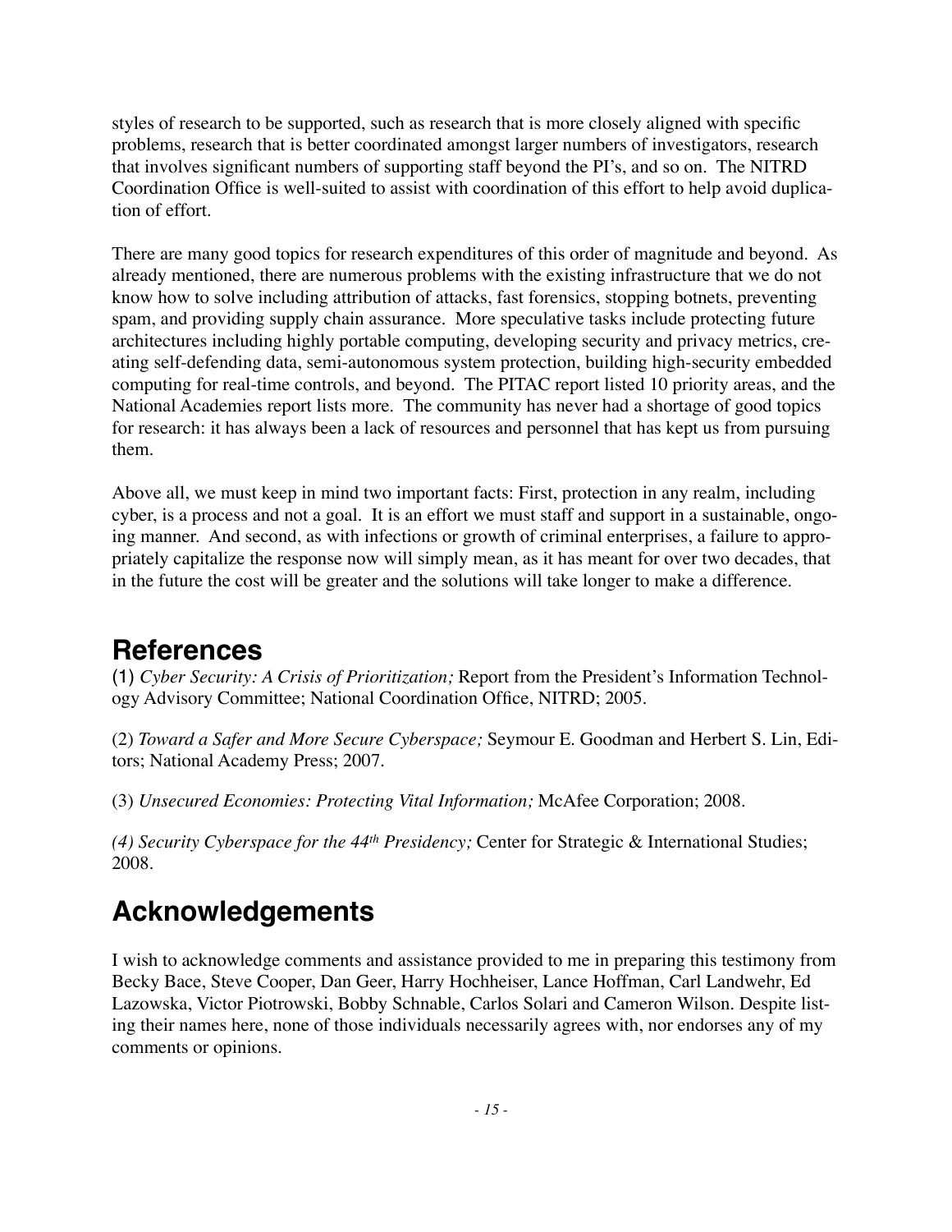styles of research to be supported, such as research that is more closely aligned with specific problems, research that is better coordinated amongst larger numbers of investigators, research that involves significant numbers of supporting staff beyond the PI's, and so on. The NITRD Coordination Office is well-suited to assist with coordination of this effort to help avoid duplication of effort.

There are many good topics for research expenditures of this order of magnitude and beyond. As already mentioned, there are numerous problems with the existing infrastructure that we do not know how to solve including attribution of attacks, fast forensics, stopping botnets, preventing spam, and providing supply chain assurance. More speculative tasks include protecting future architectures including highly portable computing, developing security and privacy metrics, creating self-defending data, semi-autonomous system protection, building high-security embedded computing for real-time controls, and beyond. The PITAC report listed 10 priority areas, and the National Academies report lists more. The community has never had a shortage of good topics for research: it has always been a lack of resources and personnel that has kept us from pursuing them.

Above all, we must keep in mind two important facts: First, protection in any realm, including cyber, is a process and not a goal. It is an effort we must staff and support in a sustainable, ongoing manner. And second, as with infections or growth of criminal enterprises, a failure to appropriately capitalize the response now will simply mean, as it has meant for over two decades, that in the future the cost will be greater and the solutions will take longer to make a difference.

## References

(1) *Cyber Security: A Crisis of Prioritization;* Report from the President's Information Technology Advisory Committee; National Coordination Office, NITRD; 2005.

(2) *Toward a Safer and More Secure Cyberspace;* Seymour E. Goodman and Herbert S. Lin, Editors; National Academy Press; 2007.

(3) *Unsecured Economies: Protecting Vital Information;* McAfee Corporation; 2008.

*(4) Security Cyberspace for the 44th Presidency;* Center for Strategic & International Studies; 2008.

## Acknowledgements

I wish to acknowledge comments and assistance provided to me in preparing this testimony from Becky Bace, Steve Cooper, Dan Geer, Harry Hochheiser, Lance Hoffman, Carl Landwehr, Ed Lazowska, Victor Piotrowski, Bobby Schnable, Carlos Solari and Cameron Wilson. Despite listing their names here, none of those individuals necessarily agrees with, nor endorses any of my comments or opinions.